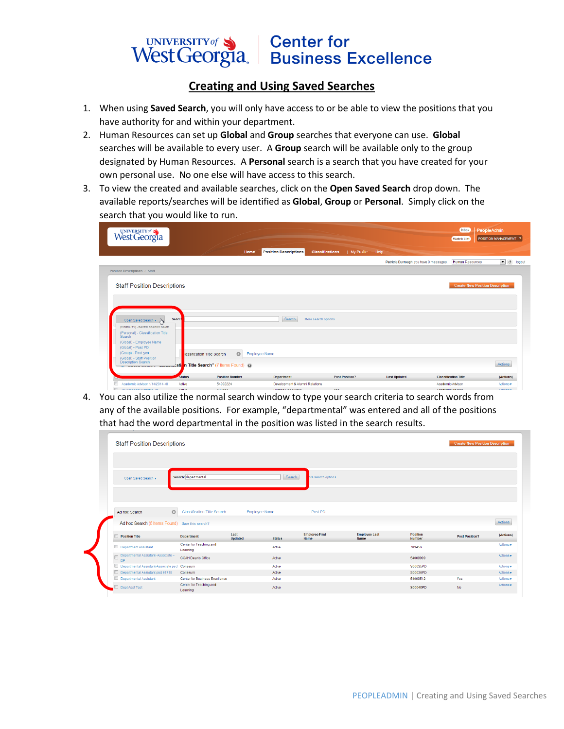University of West Georgia | Center for Business Excellence

# Creating and Using Saved Searches

1. When using **Saved Search**, you will only have access to or be able to view the positions that you have authority for and within your department.
2. Human Resources can set up **Global** and **Group** searches that everyone can use. **Global** searches will be available to every user. A **Group** search will be available only to the group designated by Human Resources. A **Personal** search is a search that you have created for your own personal use. No one else will have access to this search.
3. To view the created and available searches, click on the **Open Saved Search** drop down. The available reports/searches will be identified as **Global**, **Group** or **Personal**. Simply click on the search that you would like to run.
4. You can also utilize the normal search window to type your search criteria to search words from any of the available positions. For example, "departmental" was entered and all of the positions that had the word departmental in the position was listed in the search results.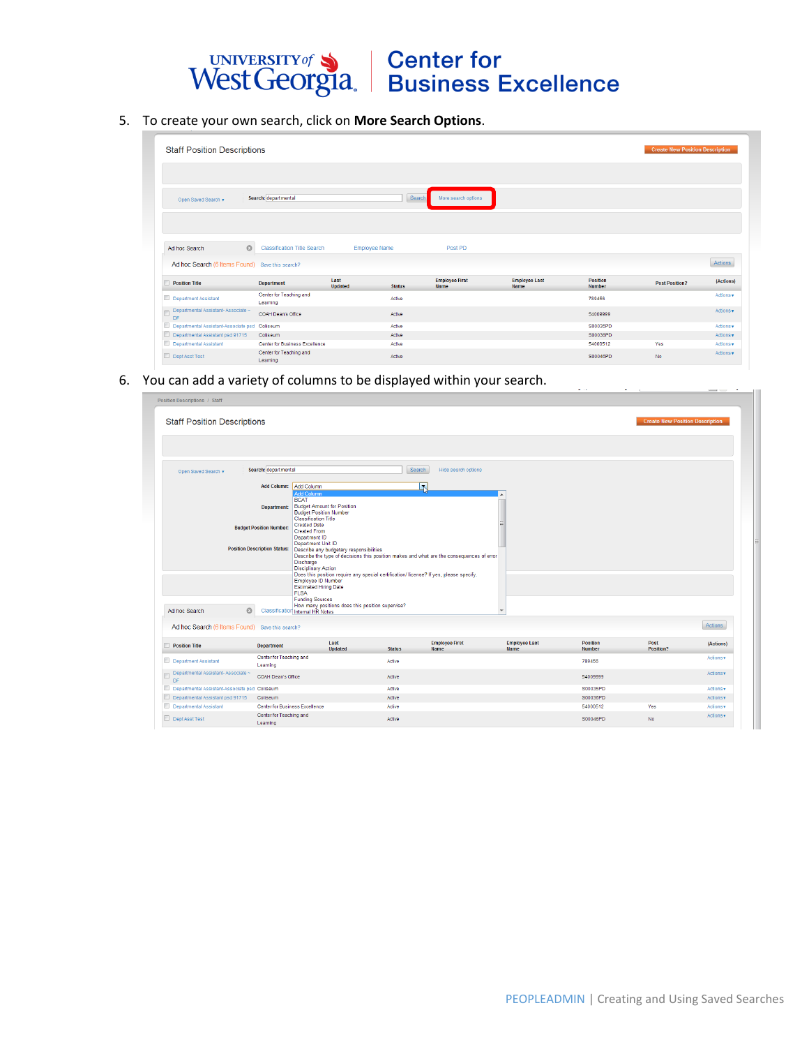5. To create your own search, click on **More Search Options**.

6. You can add a variety of columns to be displayed within your search.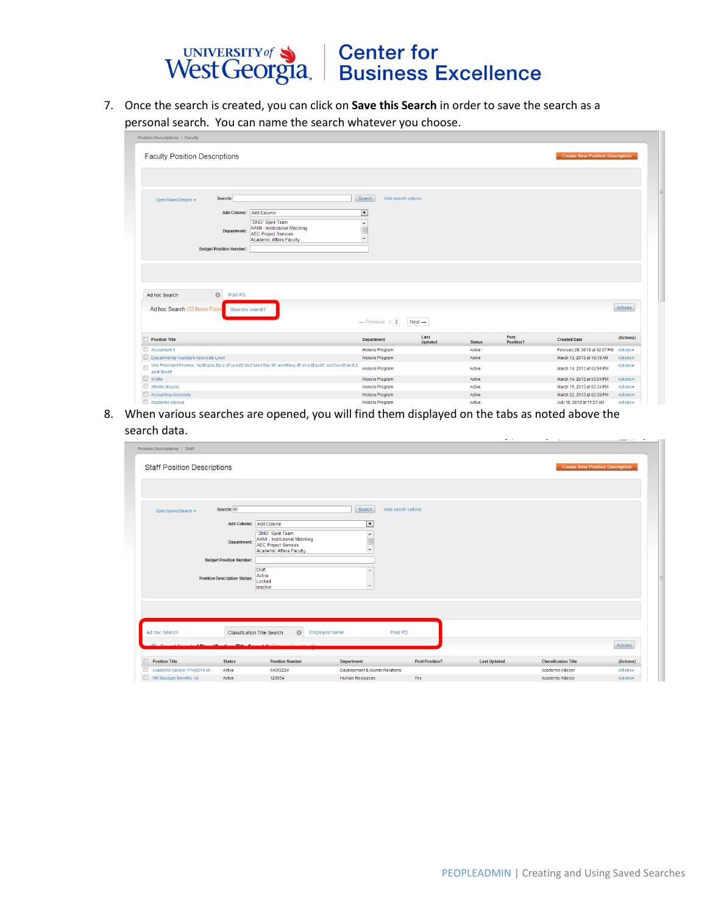7. Once the search is created, you can click on **Save this Search** in order to save the search as a personal search. You can name the search whatever you choose.

8. When various searches are opened, you will find them displayed on the tabs as noted above the search data.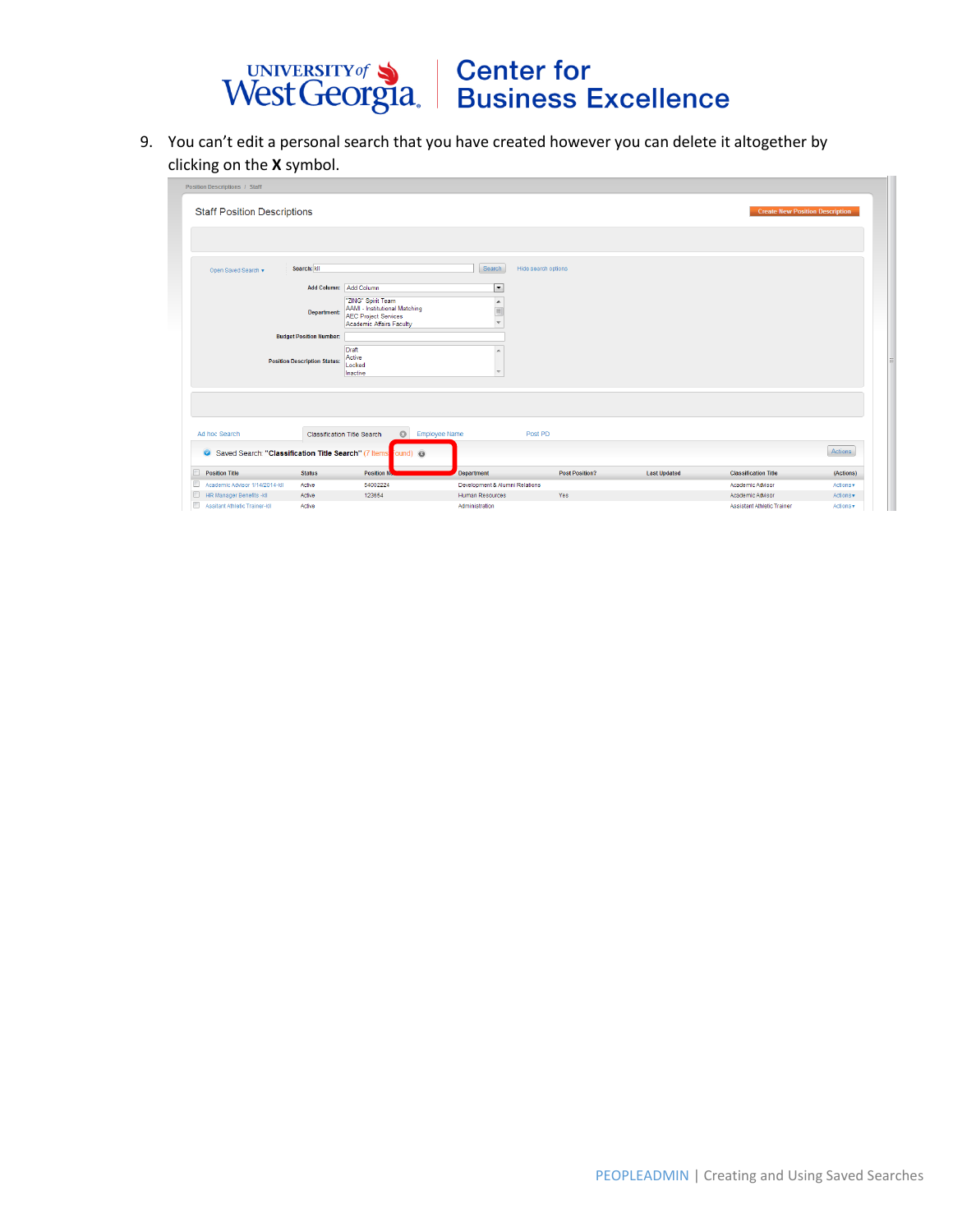9. You can't edit a personal search that you have created however you can delete it altogether by clicking on the **X** symbol.